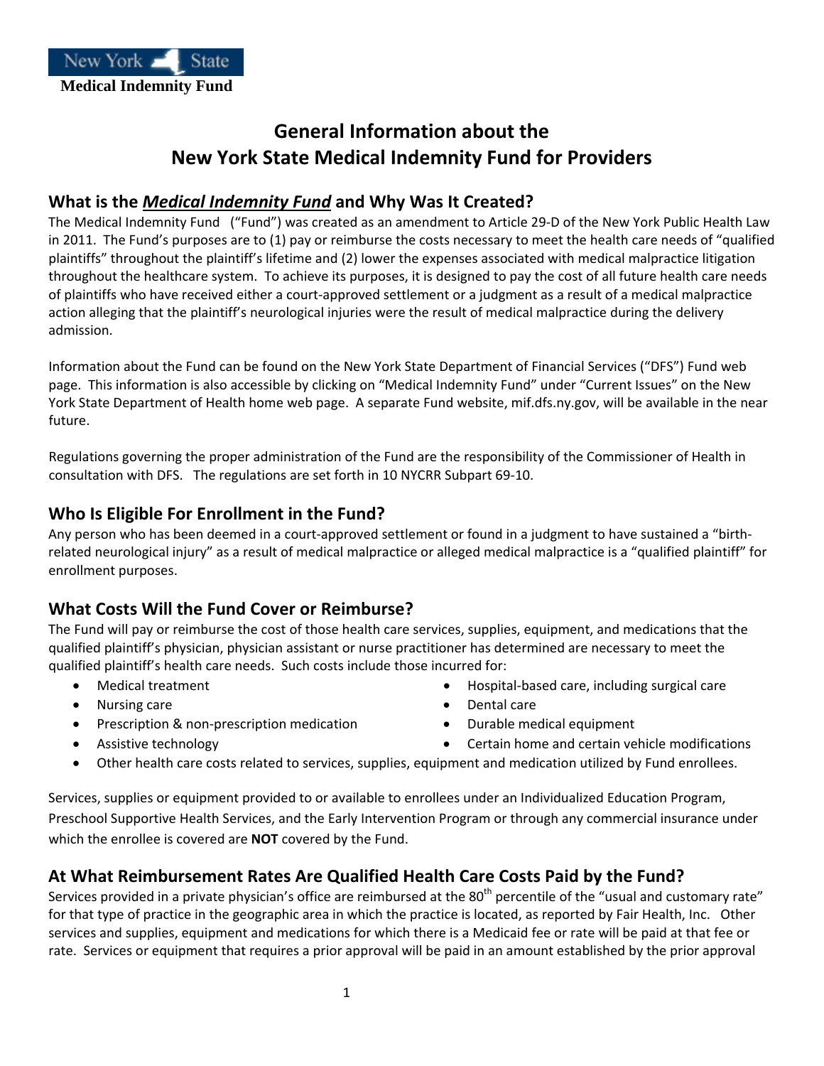**New York State**
**Medical Indemnity Fund**

# General Information about the New York State Medical Indemnity Fund for Providers

## What is the ***Medical Indemnity Fund*** and Why Was It Created?

The Medical Indemnity Fund ("Fund") was created as an amendment to Article 29-D of the New York Public Health Law in 2011. The Fund's purposes are to (1) pay or reimburse the costs necessary to meet the health care needs of "qualified plaintiffs" throughout the plaintiff's lifetime and (2) lower the expenses associated with medical malpractice litigation throughout the healthcare system. To achieve its purposes, it is designed to pay the cost of all future health care needs of plaintiffs who have received either a court-approved settlement or a judgment as a result of a medical malpractice action alleging that the plaintiff's neurological injuries were the result of medical malpractice during the delivery admission.

Information about the Fund can be found on the New York State Department of Financial Services ("DFS") Fund web page. This information is also accessible by clicking on "Medical Indemnity Fund" under "Current Issues" on the New York State Department of Health home web page. A separate Fund website, mif.dfs.ny.gov, will be available in the near future.

Regulations governing the proper administration of the Fund are the responsibility of the Commissioner of Health in consultation with DFS. The regulations are set forth in 10 NYCRR Subpart 69-10.

## Who Is Eligible For Enrollment in the Fund?

Any person who has been deemed in a court-approved settlement or found in a judgment to have sustained a "birth-related neurological injury" as a result of medical malpractice or alleged medical malpractice is a "qualified plaintiff" for enrollment purposes.

## What Costs Will the Fund Cover or Reimburse?

The Fund will pay or reimburse the cost of those health care services, supplies, equipment, and medications that the qualified plaintiff's physician, physician assistant or nurse practitioner has determined are necessary to meet the qualified plaintiff's health care needs. Such costs include those incurred for:

- Medical treatment
- Nursing care
- Prescription & non-prescription medication
- Assistive technology
- Hospital-based care, including surgical care
- Dental care
- Durable medical equipment
- Certain home and certain vehicle modifications
- Other health care costs related to services, supplies, equipment and medication utilized by Fund enrollees.

Services, supplies or equipment provided to or available to enrollees under an Individualized Education Program, Preschool Supportive Health Services, and the Early Intervention Program or through any commercial insurance under which the enrollee is covered are **NOT** covered by the Fund.

## At What Reimbursement Rates Are Qualified Health Care Costs Paid by the Fund?

Services provided in a private physician's office are reimbursed at the 80th percentile of the "usual and customary rate" for that type of practice in the geographic area in which the practice is located, as reported by Fair Health, Inc. Other services and supplies, equipment and medications for which there is a Medicaid fee or rate will be paid at that fee or rate. Services or equipment that requires a prior approval will be paid in an amount established by the prior approval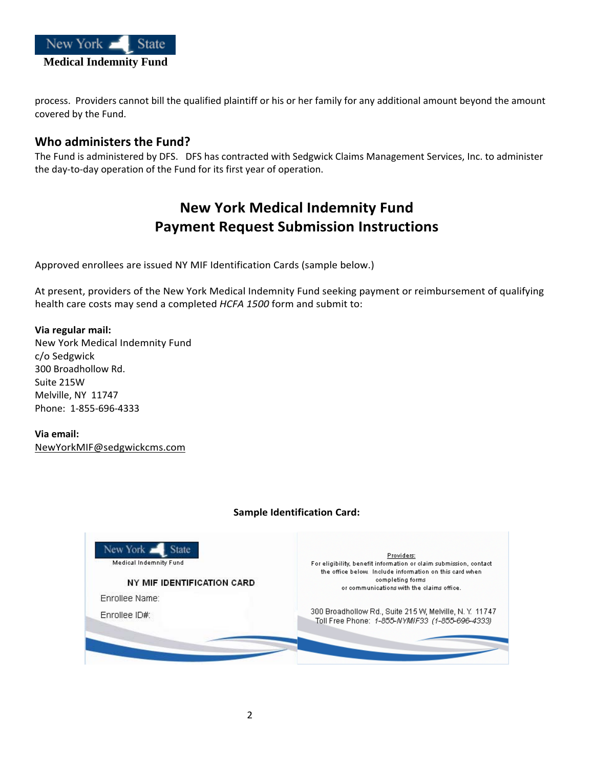process. Providers cannot bill the qualified plaintiff or his or her family for any additional amount beyond the amount covered by the Fund.

## Who administers the Fund?

The Fund is administered by DFS. DFS has contracted with Sedgwick Claims Management Services, Inc. to administer the day-to-day operation of the Fund for its first year of operation.

# New York Medical Indemnity Fund
# Payment Request Submission Instructions

Approved enrollees are issued NY MIF Identification Cards (sample below.)

At present, providers of the New York Medical Indemnity Fund seeking payment or reimbursement of qualifying health care costs may send a completed *HCFA 1500* form and submit to:

**Via regular mail:**
New York Medical Indemnity Fund
c/o Sedgwick
300 Broadhollow Rd.
Suite 215W
Melville, NY 11747
Phone: 1-855-696-4333

**Via email:**
NewYorkMIF@sedgwickcms.com

**Sample Identification Card:**

New York State
Medical Indemnity Fund

NY MIF IDENTIFICATION CARD

Enrollee Name:

Enrollee ID#:

Providers:
For eligibility, benefit information or claim submission, contact the office below. Include information on this card when completing forms or communications with the claims office.

300 Broadhollow Rd., Suite 215 W, Melville, N. Y. 11747
Toll Free Phone: *1-855-NYMIF33 (1-855-696-4333)*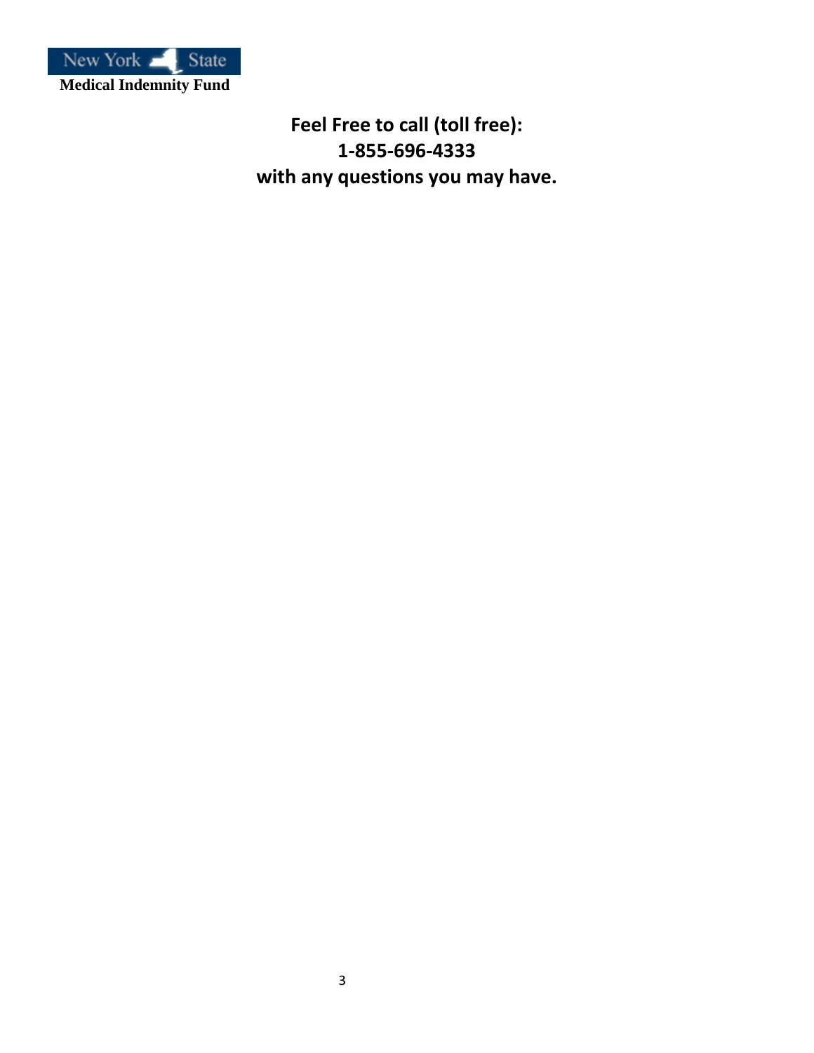New York State

**Medical Indemnity Fund**

**Feel Free to call (toll free):**
**1-855-696-4333**
**with any questions you may have.**